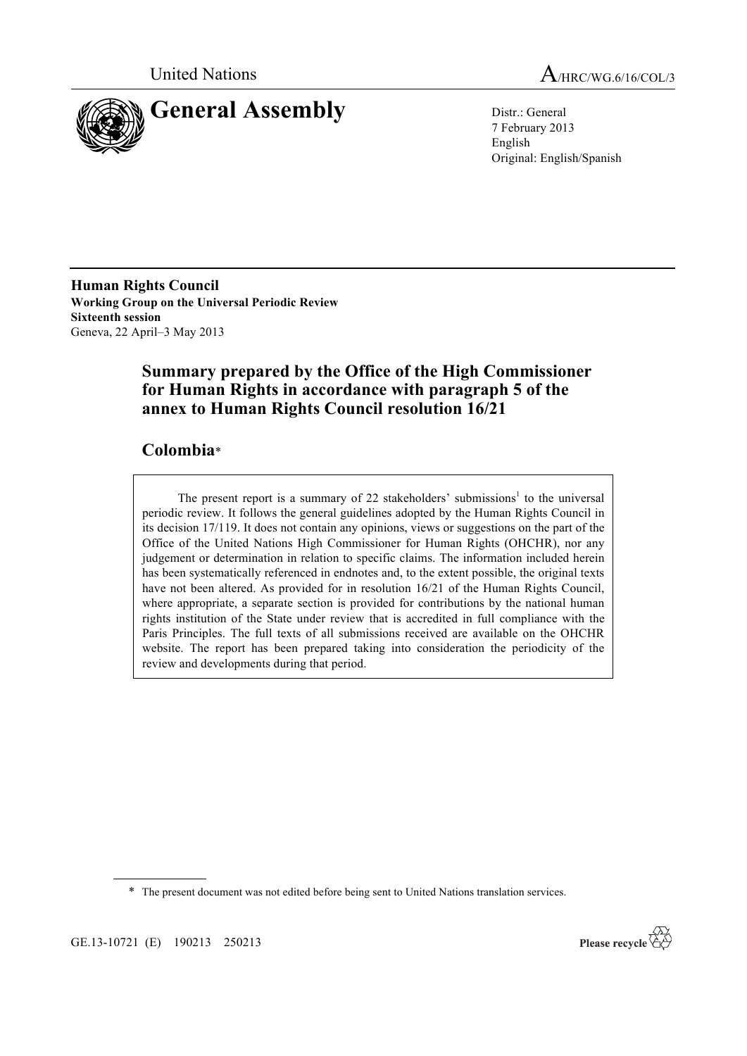United Nations

A/HRC/WG.6/16/COL/3

# General Assembly

Distr.: General
7 February 2013
English
Original: English/Spanish

**Human Rights Council**
**Working Group on the Universal Periodic Review**
**Sixteenth session**
Geneva, 22 April–3 May 2013

## Summary prepared by the Office of the High Commissioner for Human Rights in accordance with paragraph 5 of the annex to Human Rights Council resolution 16/21

## Colombia*

The present report is a summary of 22 stakeholders' submissions[1] to the universal periodic review. It follows the general guidelines adopted by the Human Rights Council in its decision 17/119. It does not contain any opinions, views or suggestions on the part of the Office of the United Nations High Commissioner for Human Rights (OHCHR), nor any judgement or determination in relation to specific claims. The information included herein has been systematically referenced in endnotes and, to the extent possible, the original texts have not been altered. As provided for in resolution 16/21 of the Human Rights Council, where appropriate, a separate section is provided for contributions by the national human rights institution of the State under review that is accredited in full compliance with the Paris Principles. The full texts of all submissions received are available on the OHCHR website. The report has been prepared taking into consideration the periodicity of the review and developments during that period.

\* The present document was not edited before being sent to United Nations translation services.

GE.13-10721 (E) 190213 250213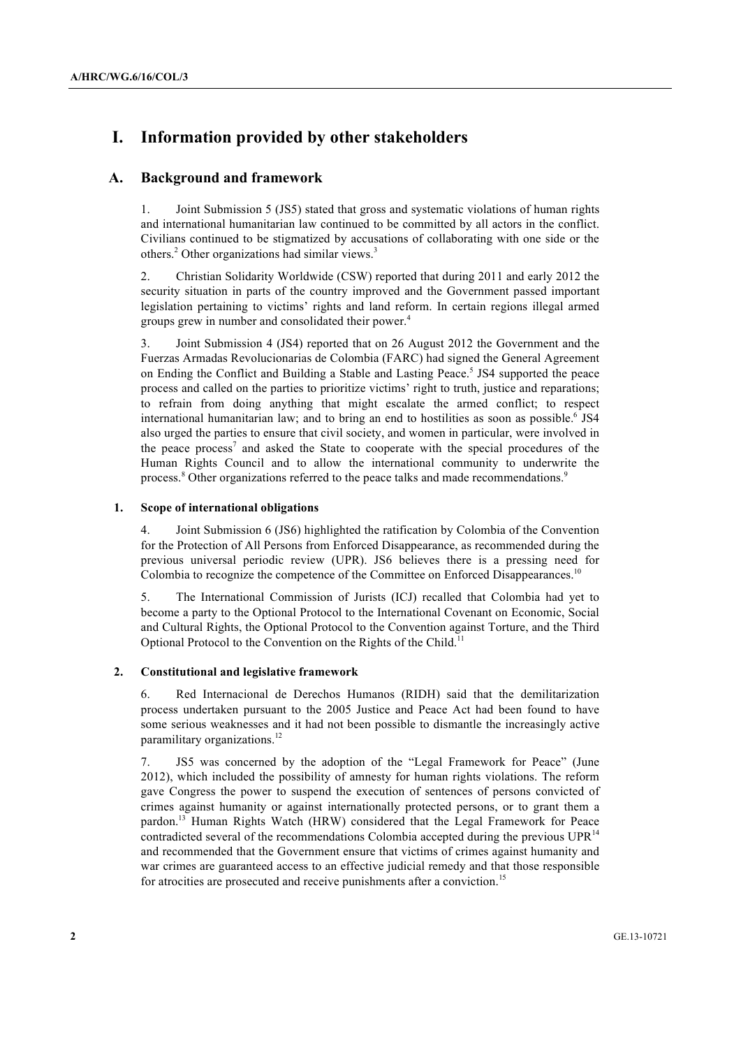# I. Information provided by other stakeholders

## A. Background and framework

1. Joint Submission 5 (JS5) stated that gross and systematic violations of human rights and international humanitarian law continued to be committed by all actors in the conflict. Civilians continued to be stigmatized by accusations of collaborating with one side or the others.[2] Other organizations had similar views.[3]

2. Christian Solidarity Worldwide (CSW) reported that during 2011 and early 2012 the security situation in parts of the country improved and the Government passed important legislation pertaining to victims' rights and land reform. In certain regions illegal armed groups grew in number and consolidated their power.[4]

3. Joint Submission 4 (JS4) reported that on 26 August 2012 the Government and the Fuerzas Armadas Revolucionarias de Colombia (FARC) had signed the General Agreement on Ending the Conflict and Building a Stable and Lasting Peace.[5] JS4 supported the peace process and called on the parties to prioritize victims' right to truth, justice and reparations; to refrain from doing anything that might escalate the armed conflict; to respect international humanitarian law; and to bring an end to hostilities as soon as possible.[6] JS4 also urged the parties to ensure that civil society, and women in particular, were involved in the peace process[7] and asked the State to cooperate with the special procedures of the Human Rights Council and to allow the international community to underwrite the process.[8] Other organizations referred to the peace talks and made recommendations.[9]

### 1. Scope of international obligations

4. Joint Submission 6 (JS6) highlighted the ratification by Colombia of the Convention for the Protection of All Persons from Enforced Disappearance, as recommended during the previous universal periodic review (UPR). JS6 believes there is a pressing need for Colombia to recognize the competence of the Committee on Enforced Disappearances.[10]

5. The International Commission of Jurists (ICJ) recalled that Colombia had yet to become a party to the Optional Protocol to the International Covenant on Economic, Social and Cultural Rights, the Optional Protocol to the Convention against Torture, and the Third Optional Protocol to the Convention on the Rights of the Child.[11]

### 2. Constitutional and legislative framework

6. Red Internacional de Derechos Humanos (RIDH) said that the demilitarization process undertaken pursuant to the 2005 Justice and Peace Act had been found to have some serious weaknesses and it had not been possible to dismantle the increasingly active paramilitary organizations.[12]

7. JS5 was concerned by the adoption of the "Legal Framework for Peace" (June 2012), which included the possibility of amnesty for human rights violations. The reform gave Congress the power to suspend the execution of sentences of persons convicted of crimes against humanity or against internationally protected persons, or to grant them a pardon.[13] Human Rights Watch (HRW) considered that the Legal Framework for Peace contradicted several of the recommendations Colombia accepted during the previous UPR[14] and recommended that the Government ensure that victims of crimes against humanity and war crimes are guaranteed access to an effective judicial remedy and that those responsible for atrocities are prosecuted and receive punishments after a conviction.[15]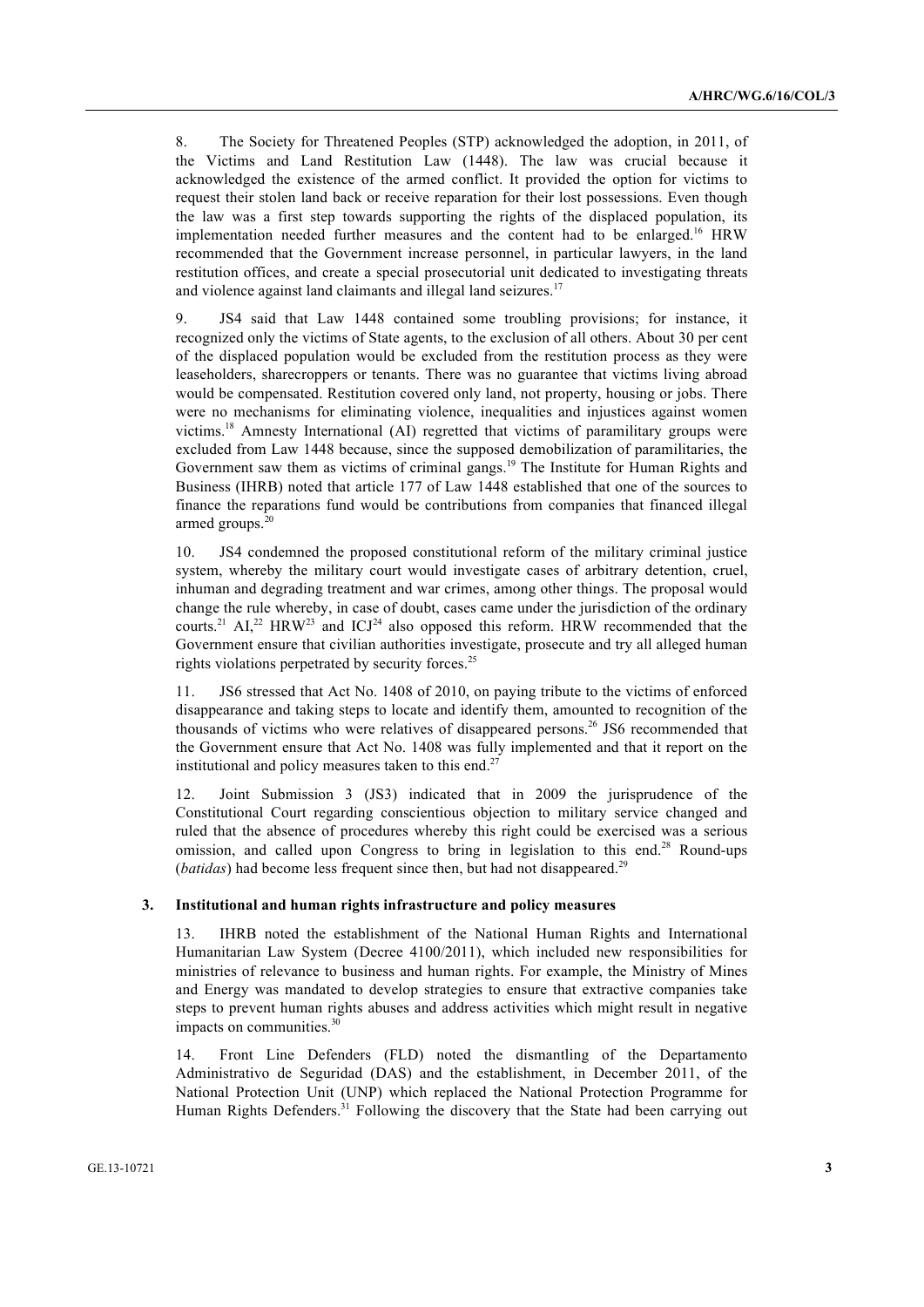8. The Society for Threatened Peoples (STP) acknowledged the adoption, in 2011, of the Victims and Land Restitution Law (1448). The law was crucial because it acknowledged the existence of the armed conflict. It provided the option for victims to request their stolen land back or receive reparation for their lost possessions. Even though the law was a first step towards supporting the rights of the displaced population, its implementation needed further measures and the content had to be enlarged.[16] HRW recommended that the Government increase personnel, in particular lawyers, in the land restitution offices, and create a special prosecutorial unit dedicated to investigating threats and violence against land claimants and illegal land seizures.[17]

9. JS4 said that Law 1448 contained some troubling provisions; for instance, it recognized only the victims of State agents, to the exclusion of all others. About 30 per cent of the displaced population would be excluded from the restitution process as they were leaseholders, sharecroppers or tenants. There was no guarantee that victims living abroad would be compensated. Restitution covered only land, not property, housing or jobs. There were no mechanisms for eliminating violence, inequalities and injustices against women victims.[18] Amnesty International (AI) regretted that victims of paramilitary groups were excluded from Law 1448 because, since the supposed demobilization of paramilitaries, the Government saw them as victims of criminal gangs.[19] The Institute for Human Rights and Business (IHRB) noted that article 177 of Law 1448 established that one of the sources to finance the reparations fund would be contributions from companies that financed illegal armed groups.[20]

10. JS4 condemned the proposed constitutional reform of the military criminal justice system, whereby the military court would investigate cases of arbitrary detention, cruel, inhuman and degrading treatment and war crimes, among other things. The proposal would change the rule whereby, in case of doubt, cases came under the jurisdiction of the ordinary courts.[21] AI,[22] HRW[23] and ICJ[24] also opposed this reform. HRW recommended that the Government ensure that civilian authorities investigate, prosecute and try all alleged human rights violations perpetrated by security forces.[25]

11. JS6 stressed that Act No. 1408 of 2010, on paying tribute to the victims of enforced disappearance and taking steps to locate and identify them, amounted to recognition of the thousands of victims who were relatives of disappeared persons.[26] JS6 recommended that the Government ensure that Act No. 1408 was fully implemented and that it report on the institutional and policy measures taken to this end.[27]

12. Joint Submission 3 (JS3) indicated that in 2009 the jurisprudence of the Constitutional Court regarding conscientious objection to military service changed and ruled that the absence of procedures whereby this right could be exercised was a serious omission, and called upon Congress to bring in legislation to this end.[28] Round-ups (*batidas*) had become less frequent since then, but had not disappeared.[29]

### 3. Institutional and human rights infrastructure and policy measures

13. IHRB noted the establishment of the National Human Rights and International Humanitarian Law System (Decree 4100/2011), which included new responsibilities for ministries of relevance to business and human rights. For example, the Ministry of Mines and Energy was mandated to develop strategies to ensure that extractive companies take steps to prevent human rights abuses and address activities which might result in negative impacts on communities.[30]

14. Front Line Defenders (FLD) noted the dismantling of the Departamento Administrativo de Seguridad (DAS) and the establishment, in December 2011, of the National Protection Unit (UNP) which replaced the National Protection Programme for Human Rights Defenders.[31] Following the discovery that the State had been carrying out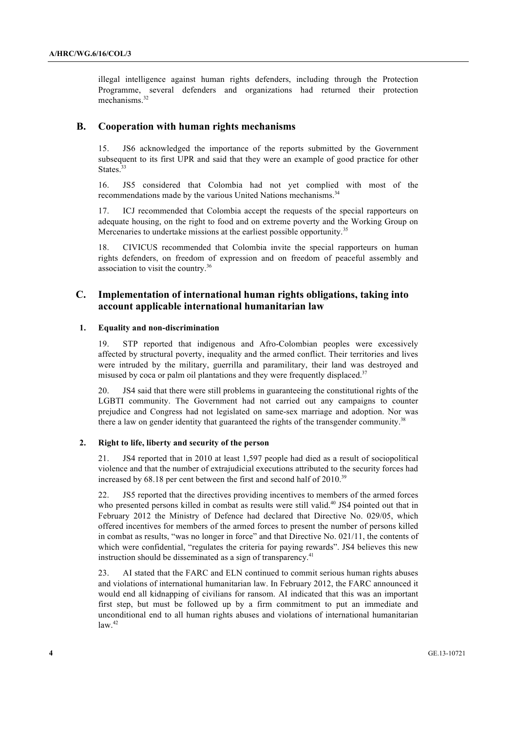illegal intelligence against human rights defenders, including through the Protection Programme, several defenders and organizations had returned their protection mechanisms.[32]

## B. Cooperation with human rights mechanisms

15. JS6 acknowledged the importance of the reports submitted by the Government subsequent to its first UPR and said that they were an example of good practice for other States.[33]

16. JS5 considered that Colombia had not yet complied with most of the recommendations made by the various United Nations mechanisms.[34]

17. ICJ recommended that Colombia accept the requests of the special rapporteurs on adequate housing, on the right to food and on extreme poverty and the Working Group on Mercenaries to undertake missions at the earliest possible opportunity.[35]

18. CIVICUS recommended that Colombia invite the special rapporteurs on human rights defenders, on freedom of expression and on freedom of peaceful assembly and association to visit the country.[36]

## C. Implementation of international human rights obligations, taking into account applicable international humanitarian law

### 1. Equality and non-discrimination

19. STP reported that indigenous and Afro-Colombian peoples were excessively affected by structural poverty, inequality and the armed conflict. Their territories and lives were intruded by the military, guerrilla and paramilitary, their land was destroyed and misused by coca or palm oil plantations and they were frequently displaced.[37]

20. JS4 said that there were still problems in guaranteeing the constitutional rights of the LGBTI community. The Government had not carried out any campaigns to counter prejudice and Congress had not legislated on same-sex marriage and adoption. Nor was there a law on gender identity that guaranteed the rights of the transgender community.[38]

### 2. Right to life, liberty and security of the person

21. JS4 reported that in 2010 at least 1,597 people had died as a result of sociopolitical violence and that the number of extrajudicial executions attributed to the security forces had increased by 68.18 per cent between the first and second half of 2010.[39]

22. JS5 reported that the directives providing incentives to members of the armed forces who presented persons killed in combat as results were still valid.[40] JS4 pointed out that in February 2012 the Ministry of Defence had declared that Directive No. 029/05, which offered incentives for members of the armed forces to present the number of persons killed in combat as results, "was no longer in force" and that Directive No. 021/11, the contents of which were confidential, "regulates the criteria for paying rewards". JS4 believes this new instruction should be disseminated as a sign of transparency.[41]

23. AI stated that the FARC and ELN continued to commit serious human rights abuses and violations of international humanitarian law. In February 2012, the FARC announced it would end all kidnapping of civilians for ransom. AI indicated that this was an important first step, but must be followed up by a firm commitment to put an immediate and unconditional end to all human rights abuses and violations of international humanitarian law.[42]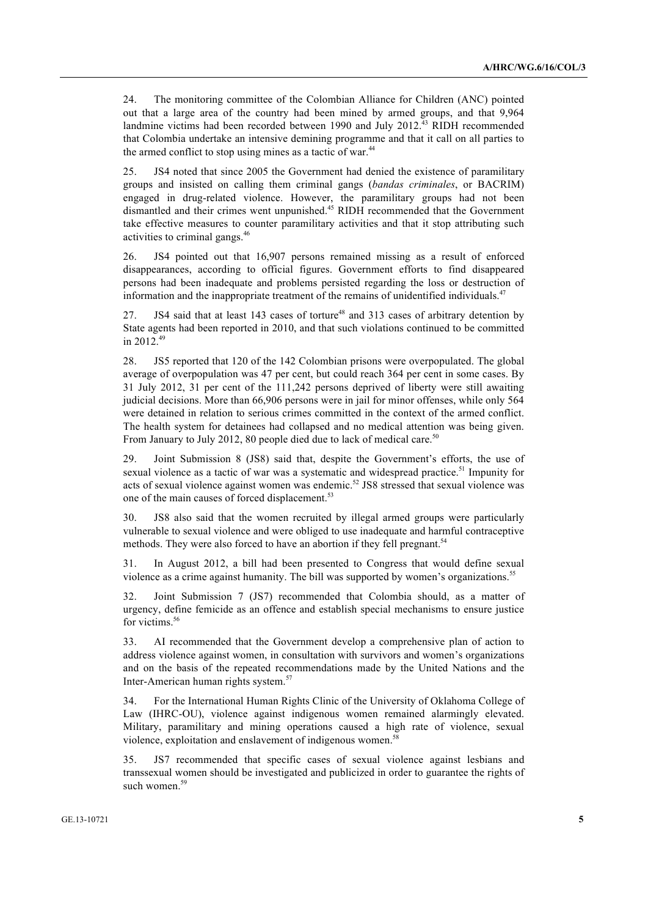24. The monitoring committee of the Colombian Alliance for Children (ANC) pointed out that a large area of the country had been mined by armed groups, and that 9,964 landmine victims had been recorded between 1990 and July 2012.[43] RIDH recommended that Colombia undertake an intensive demining programme and that it call on all parties to the armed conflict to stop using mines as a tactic of war.[44]

25. JS4 noted that since 2005 the Government had denied the existence of paramilitary groups and insisted on calling them criminal gangs (*bandas criminales*, or BACRIM) engaged in drug-related violence. However, the paramilitary groups had not been dismantled and their crimes went unpunished.[45] RIDH recommended that the Government take effective measures to counter paramilitary activities and that it stop attributing such activities to criminal gangs.[46]

26. JS4 pointed out that 16,907 persons remained missing as a result of enforced disappearances, according to official figures. Government efforts to find disappeared persons had been inadequate and problems persisted regarding the loss or destruction of information and the inappropriate treatment of the remains of unidentified individuals.[47]

27. JS4 said that at least 143 cases of torture[48] and 313 cases of arbitrary detention by State agents had been reported in 2010, and that such violations continued to be committed in 2012.[49]

28. JS5 reported that 120 of the 142 Colombian prisons were overpopulated. The global average of overpopulation was 47 per cent, but could reach 364 per cent in some cases. By 31 July 2012, 31 per cent of the 111,242 persons deprived of liberty were still awaiting judicial decisions. More than 66,906 persons were in jail for minor offenses, while only 564 were detained in relation to serious crimes committed in the context of the armed conflict. The health system for detainees had collapsed and no medical attention was being given. From January to July 2012, 80 people died due to lack of medical care.[50]

29. Joint Submission 8 (JS8) said that, despite the Government's efforts, the use of sexual violence as a tactic of war was a systematic and widespread practice.[51] Impunity for acts of sexual violence against women was endemic.[52] JS8 stressed that sexual violence was one of the main causes of forced displacement.[53]

30. JS8 also said that the women recruited by illegal armed groups were particularly vulnerable to sexual violence and were obliged to use inadequate and harmful contraceptive methods. They were also forced to have an abortion if they fell pregnant.[54]

31. In August 2012, a bill had been presented to Congress that would define sexual violence as a crime against humanity. The bill was supported by women's organizations.[55]

32. Joint Submission 7 (JS7) recommended that Colombia should, as a matter of urgency, define femicide as an offence and establish special mechanisms to ensure justice for victims.[56]

33. AI recommended that the Government develop a comprehensive plan of action to address violence against women, in consultation with survivors and women's organizations and on the basis of the repeated recommendations made by the United Nations and the Inter-American human rights system.[57]

34. For the International Human Rights Clinic of the University of Oklahoma College of Law (IHRC-OU), violence against indigenous women remained alarmingly elevated. Military, paramilitary and mining operations caused a high rate of violence, sexual violence, exploitation and enslavement of indigenous women.[58]

35. JS7 recommended that specific cases of sexual violence against lesbians and transsexual women should be investigated and publicized in order to guarantee the rights of such women.[59]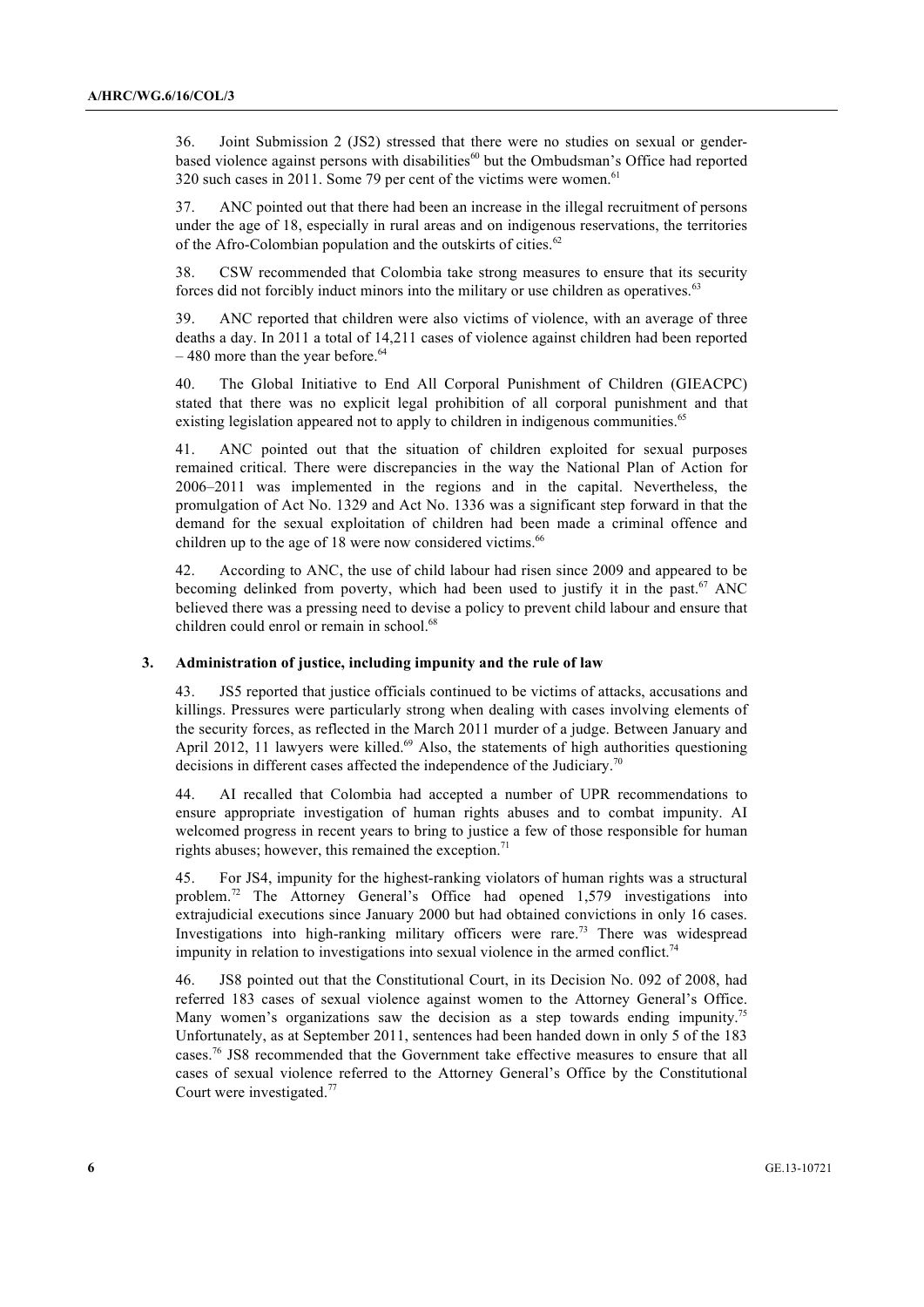36. Joint Submission 2 (JS2) stressed that there were no studies on sexual or gender-based violence against persons with disabilities[60] but the Ombudsman's Office had reported 320 such cases in 2011. Some 79 per cent of the victims were women.[61]

37. ANC pointed out that there had been an increase in the illegal recruitment of persons under the age of 18, especially in rural areas and on indigenous reservations, the territories of the Afro-Colombian population and the outskirts of cities.[62]

38. CSW recommended that Colombia take strong measures to ensure that its security forces did not forcibly induct minors into the military or use children as operatives.[63]

39. ANC reported that children were also victims of violence, with an average of three deaths a day. In 2011 a total of 14,211 cases of violence against children had been reported – 480 more than the year before.[64]

40. The Global Initiative to End All Corporal Punishment of Children (GIEACPC) stated that there was no explicit legal prohibition of all corporal punishment and that existing legislation appeared not to apply to children in indigenous communities.[65]

41. ANC pointed out that the situation of children exploited for sexual purposes remained critical. There were discrepancies in the way the National Plan of Action for 2006–2011 was implemented in the regions and in the capital. Nevertheless, the promulgation of Act No. 1329 and Act No. 1336 was a significant step forward in that the demand for the sexual exploitation of children had been made a criminal offence and children up to the age of 18 were now considered victims.[66]

42. According to ANC, the use of child labour had risen since 2009 and appeared to be becoming delinked from poverty, which had been used to justify it in the past.[67] ANC believed there was a pressing need to devise a policy to prevent child labour and ensure that children could enrol or remain in school.[68]

### 3. Administration of justice, including impunity and the rule of law

43. JS5 reported that justice officials continued to be victims of attacks, accusations and killings. Pressures were particularly strong when dealing with cases involving elements of the security forces, as reflected in the March 2011 murder of a judge. Between January and April 2012, 11 lawyers were killed.[69] Also, the statements of high authorities questioning decisions in different cases affected the independence of the Judiciary.[70]

44. AI recalled that Colombia had accepted a number of UPR recommendations to ensure appropriate investigation of human rights abuses and to combat impunity. AI welcomed progress in recent years to bring to justice a few of those responsible for human rights abuses; however, this remained the exception.[71]

45. For JS4, impunity for the highest-ranking violators of human rights was a structural problem.[72] The Attorney General's Office had opened 1,579 investigations into extrajudicial executions since January 2000 but had obtained convictions in only 16 cases. Investigations into high-ranking military officers were rare.[73] There was widespread impunity in relation to investigations into sexual violence in the armed conflict.[74]

46. JS8 pointed out that the Constitutional Court, in its Decision No. 092 of 2008, had referred 183 cases of sexual violence against women to the Attorney General's Office. Many women's organizations saw the decision as a step towards ending impunity.[75] Unfortunately, as at September 2011, sentences had been handed down in only 5 of the 183 cases.[76] JS8 recommended that the Government take effective measures to ensure that all cases of sexual violence referred to the Attorney General's Office by the Constitutional Court were investigated.[77]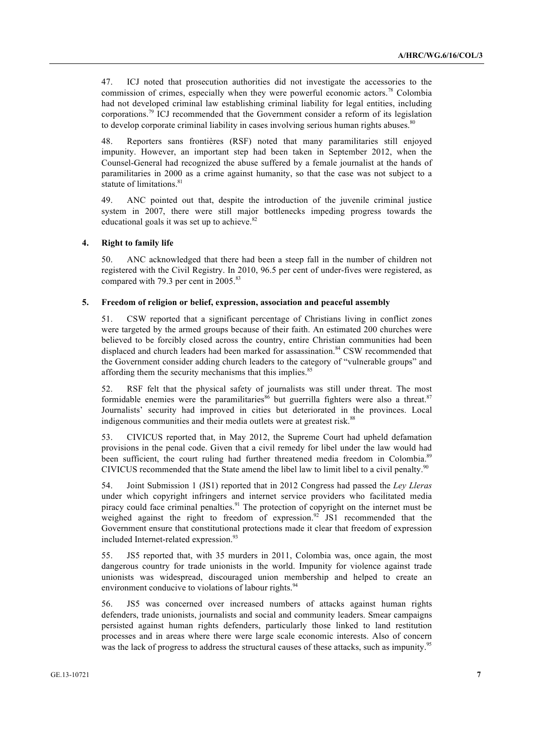47. ICJ noted that prosecution authorities did not investigate the accessories to the commission of crimes, especially when they were powerful economic actors.[78] Colombia had not developed criminal law establishing criminal liability for legal entities, including corporations.[79] ICJ recommended that the Government consider a reform of its legislation to develop corporate criminal liability in cases involving serious human rights abuses.[80]

48. Reporters sans frontières (RSF) noted that many paramilitaries still enjoyed impunity. However, an important step had been taken in September 2012, when the Counsel-General had recognized the abuse suffered by a female journalist at the hands of paramilitaries in 2000 as a crime against humanity, so that the case was not subject to a statute of limitations.[81]

49. ANC pointed out that, despite the introduction of the juvenile criminal justice system in 2007, there were still major bottlenecks impeding progress towards the educational goals it was set up to achieve.[82]

### 4. Right to family life

50. ANC acknowledged that there had been a steep fall in the number of children not registered with the Civil Registry. In 2010, 96.5 per cent of under-fives were registered, as compared with 79.3 per cent in 2005.[83]

### 5. Freedom of religion or belief, expression, association and peaceful assembly

51. CSW reported that a significant percentage of Christians living in conflict zones were targeted by the armed groups because of their faith. An estimated 200 churches were believed to be forcibly closed across the country, entire Christian communities had been displaced and church leaders had been marked for assassination.[84] CSW recommended that the Government consider adding church leaders to the category of "vulnerable groups" and affording them the security mechanisms that this implies.[85]

52. RSF felt that the physical safety of journalists was still under threat. The most formidable enemies were the paramilitaries[86] but guerrilla fighters were also a threat.[87] Journalists' security had improved in cities but deteriorated in the provinces. Local indigenous communities and their media outlets were at greatest risk.[88]

53. CIVICUS reported that, in May 2012, the Supreme Court had upheld defamation provisions in the penal code. Given that a civil remedy for libel under the law would had been sufficient, the court ruling had further threatened media freedom in Colombia.[89] CIVICUS recommended that the State amend the libel law to limit libel to a civil penalty.[90]

54. Joint Submission 1 (JS1) reported that in 2012 Congress had passed the *Ley Lleras* under which copyright infringers and internet service providers who facilitated media piracy could face criminal penalties.[91] The protection of copyright on the internet must be weighed against the right to freedom of expression.[92] JS1 recommended that the Government ensure that constitutional protections made it clear that freedom of expression included Internet-related expression.[93]

55. JS5 reported that, with 35 murders in 2011, Colombia was, once again, the most dangerous country for trade unionists in the world. Impunity for violence against trade unionists was widespread, discouraged union membership and helped to create an environment conducive to violations of labour rights.[94]

56. JS5 was concerned over increased numbers of attacks against human rights defenders, trade unionists, journalists and social and community leaders. Smear campaigns persisted against human rights defenders, particularly those linked to land restitution processes and in areas where there were large scale economic interests. Also of concern was the lack of progress to address the structural causes of these attacks, such as impunity.[95]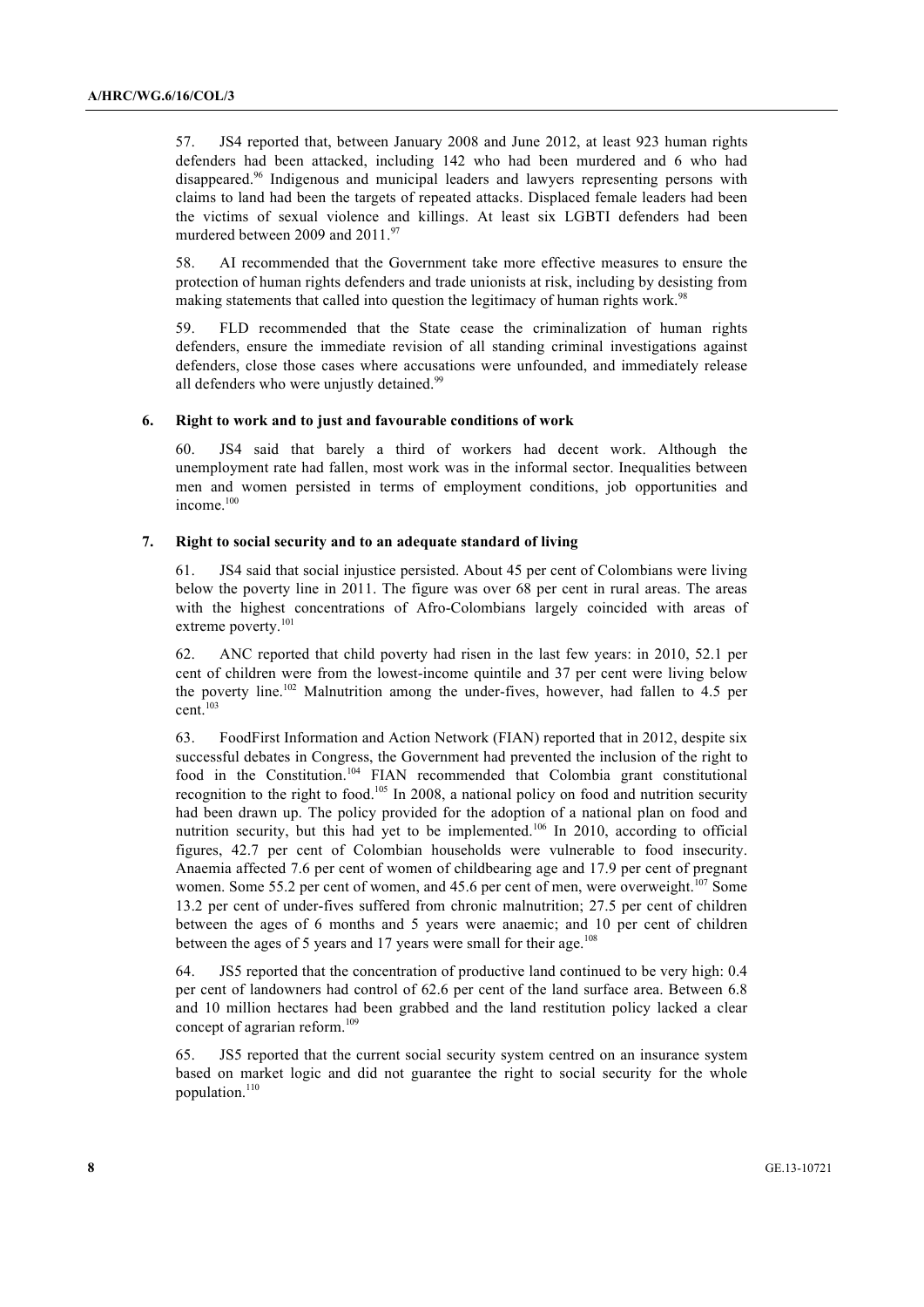57. JS4 reported that, between January 2008 and June 2012, at least 923 human rights defenders had been attacked, including 142 who had been murdered and 6 who had disappeared.[96] Indigenous and municipal leaders and lawyers representing persons with claims to land had been the targets of repeated attacks. Displaced female leaders had been the victims of sexual violence and killings. At least six LGBTI defenders had been murdered between 2009 and 2011.[97]

58. AI recommended that the Government take more effective measures to ensure the protection of human rights defenders and trade unionists at risk, including by desisting from making statements that called into question the legitimacy of human rights work.[98]

59. FLD recommended that the State cease the criminalization of human rights defenders, ensure the immediate revision of all standing criminal investigations against defenders, close those cases where accusations were unfounded, and immediately release all defenders who were unjustly detained.[99]

### 6. Right to work and to just and favourable conditions of work

60. JS4 said that barely a third of workers had decent work. Although the unemployment rate had fallen, most work was in the informal sector. Inequalities between men and women persisted in terms of employment conditions, job opportunities and income.[100]

### 7. Right to social security and to an adequate standard of living

61. JS4 said that social injustice persisted. About 45 per cent of Colombians were living below the poverty line in 2011. The figure was over 68 per cent in rural areas. The areas with the highest concentrations of Afro-Colombians largely coincided with areas of extreme poverty.[101]

62. ANC reported that child poverty had risen in the last few years: in 2010, 52.1 per cent of children were from the lowest-income quintile and 37 per cent were living below the poverty line.[102] Malnutrition among the under-fives, however, had fallen to 4.5 per cent.[103]

63. FoodFirst Information and Action Network (FIAN) reported that in 2012, despite six successful debates in Congress, the Government had prevented the inclusion of the right to food in the Constitution.[104] FIAN recommended that Colombia grant constitutional recognition to the right to food.[105] In 2008, a national policy on food and nutrition security had been drawn up. The policy provided for the adoption of a national plan on food and nutrition security, but this had yet to be implemented.[106] In 2010, according to official figures, 42.7 per cent of Colombian households were vulnerable to food insecurity. Anaemia affected 7.6 per cent of women of childbearing age and 17.9 per cent of pregnant women. Some 55.2 per cent of women, and 45.6 per cent of men, were overweight.[107] Some 13.2 per cent of under-fives suffered from chronic malnutrition; 27.5 per cent of children between the ages of 6 months and 5 years were anaemic; and 10 per cent of children between the ages of 5 years and 17 years were small for their age.[108]

64. JS5 reported that the concentration of productive land continued to be very high: 0.4 per cent of landowners had control of 62.6 per cent of the land surface area. Between 6.8 and 10 million hectares had been grabbed and the land restitution policy lacked a clear concept of agrarian reform.[109]

65. JS5 reported that the current social security system centred on an insurance system based on market logic and did not guarantee the right to social security for the whole population.[110]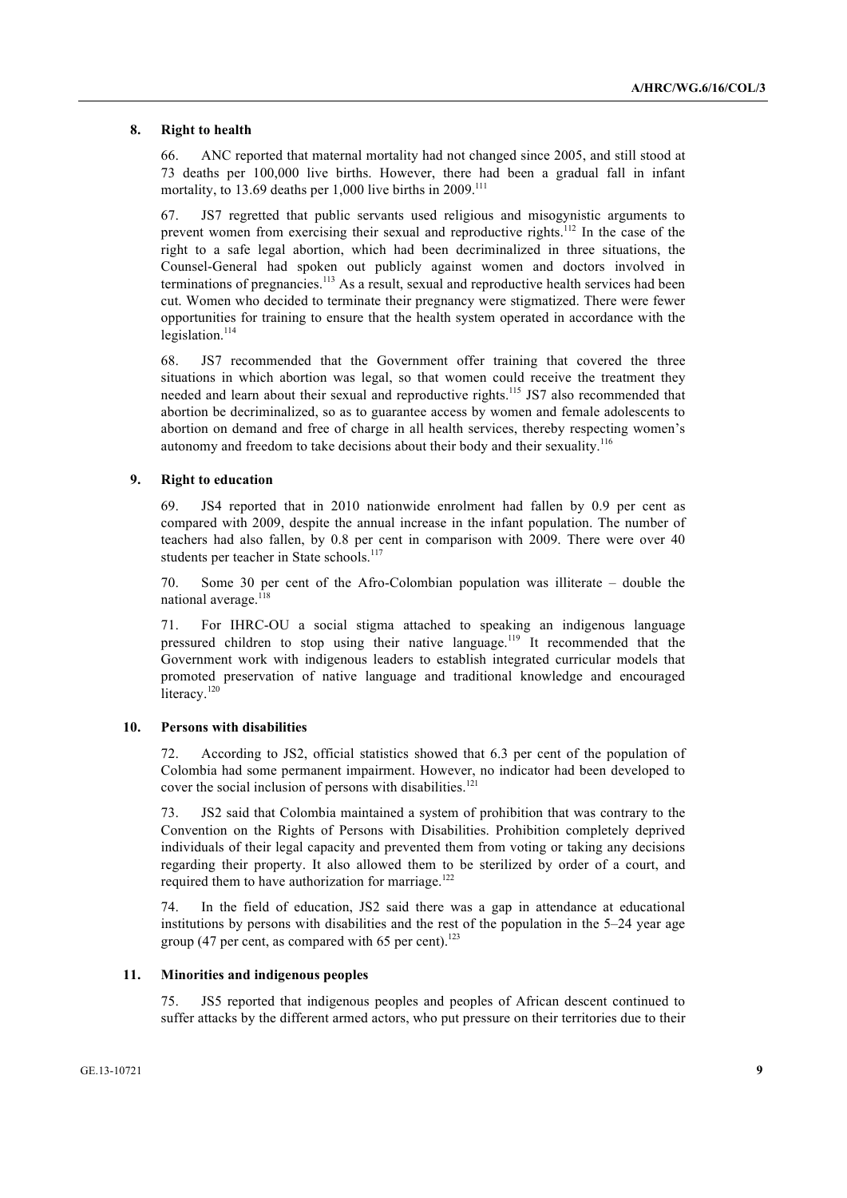### 8. Right to health

66. ANC reported that maternal mortality had not changed since 2005, and still stood at 73 deaths per 100,000 live births. However, there had been a gradual fall in infant mortality, to 13.69 deaths per 1,000 live births in 2009.[111]

67. JS7 regretted that public servants used religious and misogynistic arguments to prevent women from exercising their sexual and reproductive rights.[112] In the case of the right to a safe legal abortion, which had been decriminalized in three situations, the Counsel-General had spoken out publicly against women and doctors involved in terminations of pregnancies.[113] As a result, sexual and reproductive health services had been cut. Women who decided to terminate their pregnancy were stigmatized. There were fewer opportunities for training to ensure that the health system operated in accordance with the legislation.[114]

68. JS7 recommended that the Government offer training that covered the three situations in which abortion was legal, so that women could receive the treatment they needed and learn about their sexual and reproductive rights.[115] JS7 also recommended that abortion be decriminalized, so as to guarantee access by women and female adolescents to abortion on demand and free of charge in all health services, thereby respecting women's autonomy and freedom to take decisions about their body and their sexuality.[116]

### 9. Right to education

69. JS4 reported that in 2010 nationwide enrolment had fallen by 0.9 per cent as compared with 2009, despite the annual increase in the infant population. The number of teachers had also fallen, by 0.8 per cent in comparison with 2009. There were over 40 students per teacher in State schools.[117]

70. Some 30 per cent of the Afro-Colombian population was illiterate – double the national average.[118]

71. For IHRC-OU a social stigma attached to speaking an indigenous language pressured children to stop using their native language.[119] It recommended that the Government work with indigenous leaders to establish integrated curricular models that promoted preservation of native language and traditional knowledge and encouraged literacy.[120]

### 10. Persons with disabilities

72. According to JS2, official statistics showed that 6.3 per cent of the population of Colombia had some permanent impairment. However, no indicator had been developed to cover the social inclusion of persons with disabilities.[121]

73. JS2 said that Colombia maintained a system of prohibition that was contrary to the Convention on the Rights of Persons with Disabilities. Prohibition completely deprived individuals of their legal capacity and prevented them from voting or taking any decisions regarding their property. It also allowed them to be sterilized by order of a court, and required them to have authorization for marriage.[122]

74. In the field of education, JS2 said there was a gap in attendance at educational institutions by persons with disabilities and the rest of the population in the 5–24 year age group (47 per cent, as compared with 65 per cent).[123]

### 11. Minorities and indigenous peoples

75. JS5 reported that indigenous peoples and peoples of African descent continued to suffer attacks by the different armed actors, who put pressure on their territories due to their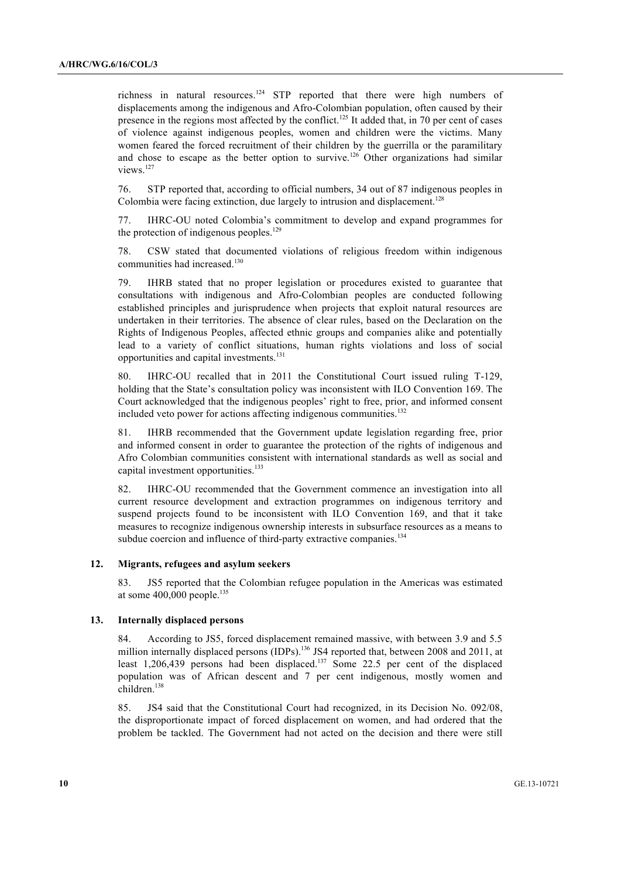richness in natural resources.[124] STP reported that there were high numbers of displacements among the indigenous and Afro-Colombian population, often caused by their presence in the regions most affected by the conflict.[125] It added that, in 70 per cent of cases of violence against indigenous peoples, women and children were the victims. Many women feared the forced recruitment of their children by the guerrilla or the paramilitary and chose to escape as the better option to survive.[126] Other organizations had similar views.[127]

76. STP reported that, according to official numbers, 34 out of 87 indigenous peoples in Colombia were facing extinction, due largely to intrusion and displacement.[128]

77. IHRC-OU noted Colombia's commitment to develop and expand programmes for the protection of indigenous peoples.[129]

78. CSW stated that documented violations of religious freedom within indigenous communities had increased.[130]

79. IHRB stated that no proper legislation or procedures existed to guarantee that consultations with indigenous and Afro-Colombian peoples are conducted following established principles and jurisprudence when projects that exploit natural resources are undertaken in their territories. The absence of clear rules, based on the Declaration on the Rights of Indigenous Peoples, affected ethnic groups and companies alike and potentially lead to a variety of conflict situations, human rights violations and loss of social opportunities and capital investments.[131]

80. IHRC-OU recalled that in 2011 the Constitutional Court issued ruling T-129, holding that the State's consultation policy was inconsistent with ILO Convention 169. The Court acknowledged that the indigenous peoples' right to free, prior, and informed consent included veto power for actions affecting indigenous communities.[132]

81. IHRB recommended that the Government update legislation regarding free, prior and informed consent in order to guarantee the protection of the rights of indigenous and Afro Colombian communities consistent with international standards as well as social and capital investment opportunities.[133]

82. IHRC-OU recommended that the Government commence an investigation into all current resource development and extraction programmes on indigenous territory and suspend projects found to be inconsistent with ILO Convention 169, and that it take measures to recognize indigenous ownership interests in subsurface resources as a means to subdue coercion and influence of third-party extractive companies.[134]

### 12. Migrants, refugees and asylum seekers

83. JS5 reported that the Colombian refugee population in the Americas was estimated at some 400,000 people.[135]

### 13. Internally displaced persons

84. According to JS5, forced displacement remained massive, with between 3.9 and 5.5 million internally displaced persons (IDPs).[136] JS4 reported that, between 2008 and 2011, at least 1,206,439 persons had been displaced.[137] Some 22.5 per cent of the displaced population was of African descent and 7 per cent indigenous, mostly women and children.[138]

85. JS4 said that the Constitutional Court had recognized, in its Decision No. 092/08, the disproportionate impact of forced displacement on women, and had ordered that the problem be tackled. The Government had not acted on the decision and there were still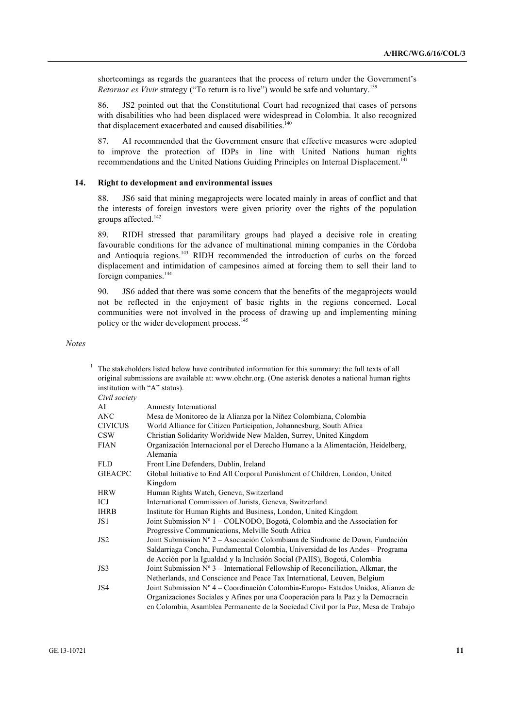shortcomings as regards the guarantees that the process of return under the Government's *Retornar es Vivir* strategy ("To return is to live") would be safe and voluntary.[139]

86. JS2 pointed out that the Constitutional Court had recognized that cases of persons with disabilities who had been displaced were widespread in Colombia. It also recognized that displacement exacerbated and caused disabilities.[140]

87. AI recommended that the Government ensure that effective measures were adopted to improve the protection of IDPs in line with United Nations human rights recommendations and the United Nations Guiding Principles on Internal Displacement.[141]

### 14. Right to development and environmental issues

88. JS6 said that mining megaprojects were located mainly in areas of conflict and that the interests of foreign investors were given priority over the rights of the population groups affected.[142]

89. RIDH stressed that paramilitary groups had played a decisive role in creating favourable conditions for the advance of multinational mining companies in the Córdoba and Antioquia regions.[143] RIDH recommended the introduction of curbs on the forced displacement and intimidation of campesinos aimed at forcing them to sell their land to foreign companies.[144]

90. JS6 added that there was some concern that the benefits of the megaprojects would not be reflected in the enjoyment of basic rights in the regions concerned. Local communities were not involved in the process of drawing up and implementing mining policy or the wider development process.[145]

*Notes*

[1] The stakeholders listed below have contributed information for this summary; the full texts of all original submissions are available at: www.ohchr.org. (One asterisk denotes a national human rights institution with "A" status).

*Civil society*

| | |
|---|---|
| AI | Amnesty International |
| ANC | Mesa de Monitoreo de la Alianza por la Niñez Colombiana, Colombia |
| CIVICUS | World Alliance for Citizen Participation, Johannesburg, South Africa |
| CSW | Christian Solidarity Worldwide New Malden, Surrey, United Kingdom |
| FIAN | Organización Internacional por el Derecho Humano a la Alimentación, Heidelberg, Alemania |
| FLD | Front Line Defenders, Dublin, Ireland |
| GIEACPC | Global Initiative to End All Corporal Punishment of Children, London, United Kingdom |
| HRW | Human Rights Watch, Geneva, Switzerland |
| ICJ | International Commission of Jurists, Geneva, Switzerland |
| IHRB | Institute for Human Rights and Business, London, United Kingdom |
| JS1 | Joint Submission Nº 1 – COLNODO, Bogotá, Colombia and the Association for Progressive Communications, Melville South Africa |
| JS2 | Joint Submission Nº 2 – Asociación Colombiana de Síndrome de Down, Fundación Saldarriaga Concha, Fundamental Colombia, Universidad de los Andes – Programa de Acción por la Igualdad y la Inclusión Social (PAIIS), Bogotá, Colombia |
| JS3 | Joint Submission Nº 3 – International Fellowship of Reconciliation, Alkmar, the Netherlands, and Conscience and Peace Tax International, Leuven, Belgium |
| JS4 | Joint Submission Nº 4 – Coordinación Colombia-Europa- Estados Unidos, Alianza de Organizaciones Sociales y Afines por una Cooperación para la Paz y la Democracia en Colombia, Asamblea Permanente de la Sociedad Civil por la Paz, Mesa de Trabajo |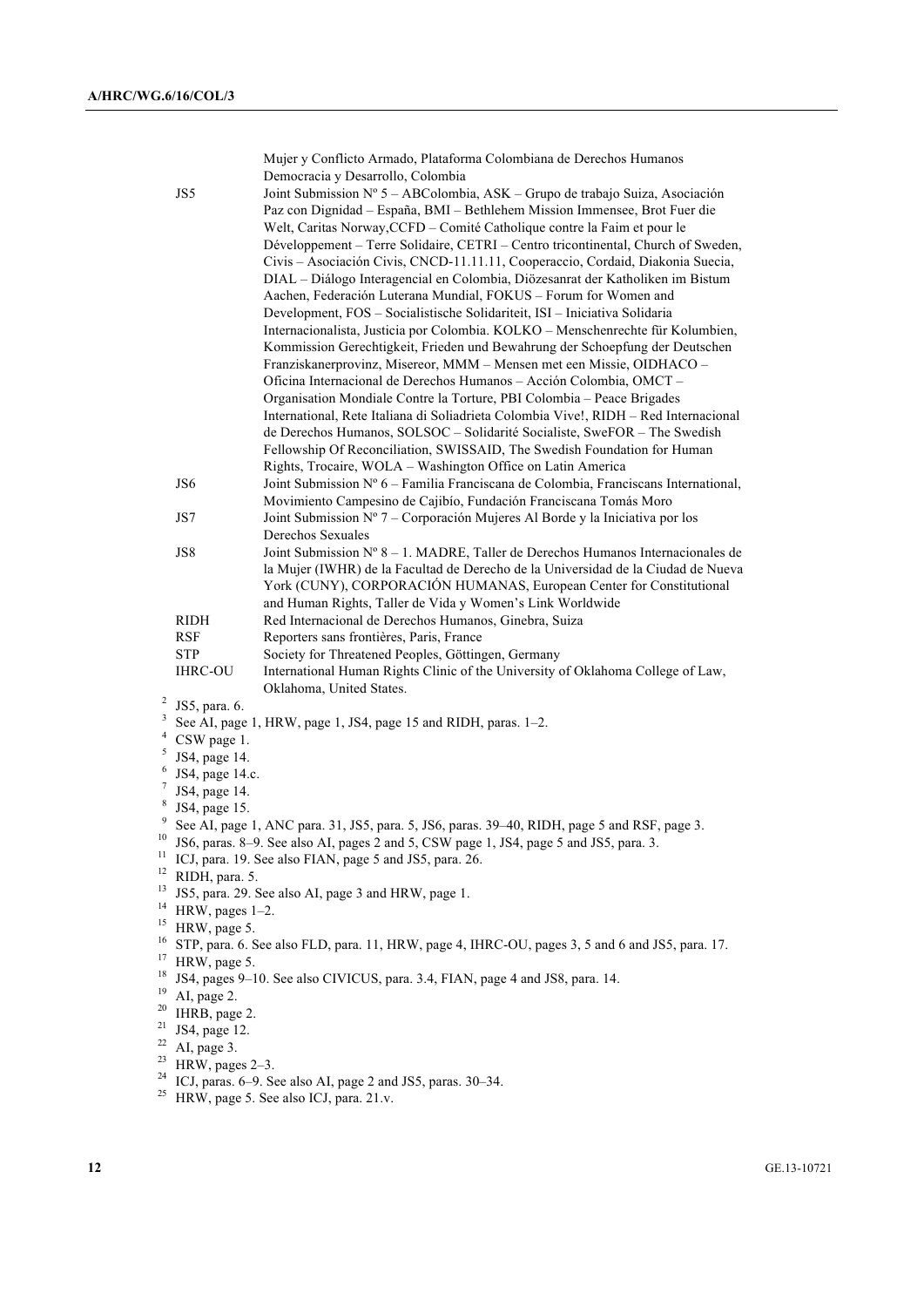| | |
|---|---|
| | Mujer y Conflicto Armado, Plataforma Colombiana de Derechos Humanos Democracia y Desarrollo, Colombia |
| JS5 | Joint Submission Nº 5 – ABColombia, ASK – Grupo de trabajo Suiza, Asociación Paz con Dignidad – España, BMI – Bethlehem Mission Immensee, Brot Fuer die Welt, Caritas Norway,CCFD – Comité Catholique contre la Faim et pour le Développement – Terre Solidaire, CETRI – Centro tricontinental, Church of Sweden, Civis – Asociación Civis, CNCD-11.11.11, Cooperaccio, Cordaid, Diakonia Suecia, DIAL – Diálogo Interagencial en Colombia, Diözesanrat der Katholiken im Bistum Aachen, Federación Luterana Mundial, FOKUS – Forum for Women and Development, FOS – Socialistische Solidariteit, ISI – Iniciativa Solidaria Internacionalista, Justicia por Colombia. KOLKO – Menschenrechte für Kolumbien, Kommission Gerechtigkeit, Frieden und Bewahrung der Schoepfung der Deutschen Franziskanerprovinz, Misereor, MMM – Mensen met een Missie, OIDHACO – Oficina Internacional de Derechos Humanos – Acción Colombia, OMCT – Organisation Mondiale Contre la Torture, PBI Colombia – Peace Brigades International, Rete Italiana di Soliadrieta Colombia Vive!, RIDH – Red Internacional de Derechos Humanos, SOLSOC – Solidarité Socialiste, SweFOR – The Swedish Fellowship Of Reconciliation, SWISSAID, The Swedish Foundation for Human Rights, Trocaire, WOLA – Washington Office on Latin America |
| JS6 | Joint Submission Nº 6 – Familia Franciscana de Colombia, Franciscans International, Movimiento Campesino de Cajibío, Fundación Franciscana Tomás Moro |
| JS7 | Joint Submission Nº 7 – Corporación Mujeres Al Borde y la Iniciativa por los Derechos Sexuales |
| JS8 | Joint Submission Nº 8 – 1. MADRE, Taller de Derechos Humanos Internacionales de la Mujer (IWHR) de la Facultad de Derecho de la Universidad de la Ciudad de Nueva York (CUNY), CORPORACIÓN HUMANAS, European Center for Constitutional and Human Rights, Taller de Vida y Women's Link Worldwide |
| RIDH | Red Internacional de Derechos Humanos, Ginebra, Suiza |
| RSF | Reporters sans frontières, Paris, France |
| STP | Society for Threatened Peoples, Göttingen, Germany |
| IHRC-OU | International Human Rights Clinic of the University of Oklahoma College of Law, Oklahoma, United States. |

[2] JS5, para. 6.

[3] See AI, page 1, HRW, page 1, JS4, page 15 and RIDH, paras. 1–2.

[4] CSW page 1.

[5] JS4, page 14.

[6] JS4, page 14.c.

[7] JS4, page 14.

[8] JS4, page 15.

[9] See AI, page 1, ANC para. 31, JS5, para. 5, JS6, paras. 39–40, RIDH, page 5 and RSF, page 3.

[10] JS6, paras. 8–9. See also AI, pages 2 and 5, CSW page 1, JS4, page 5 and JS5, para. 3.

[11] ICJ, para. 19. See also FIAN, page 5 and JS5, para. 26.

[12] RIDH, para. 5.

[13] JS5, para. 29. See also AI, page 3 and HRW, page 1.

[14] HRW, pages 1–2.

[15] HRW, page 5.

[16] STP, para. 6. See also FLD, para. 11, HRW, page 4, IHRC-OU, pages 3, 5 and 6 and JS5, para. 17.

[17] HRW, page 5.

[18] JS4, pages 9–10. See also CIVICUS, para. 3.4, FIAN, page 4 and JS8, para. 14.

[19] AI, page 2.

[20] IHRB, page 2.

[21] JS4, page 12.

[22] AI, page 3.

[23] HRW, pages 2–3.

[24] ICJ, paras. 6–9. See also AI, page 2 and JS5, paras. 30–34.

[25] HRW, page 5. See also ICJ, para. 21.v.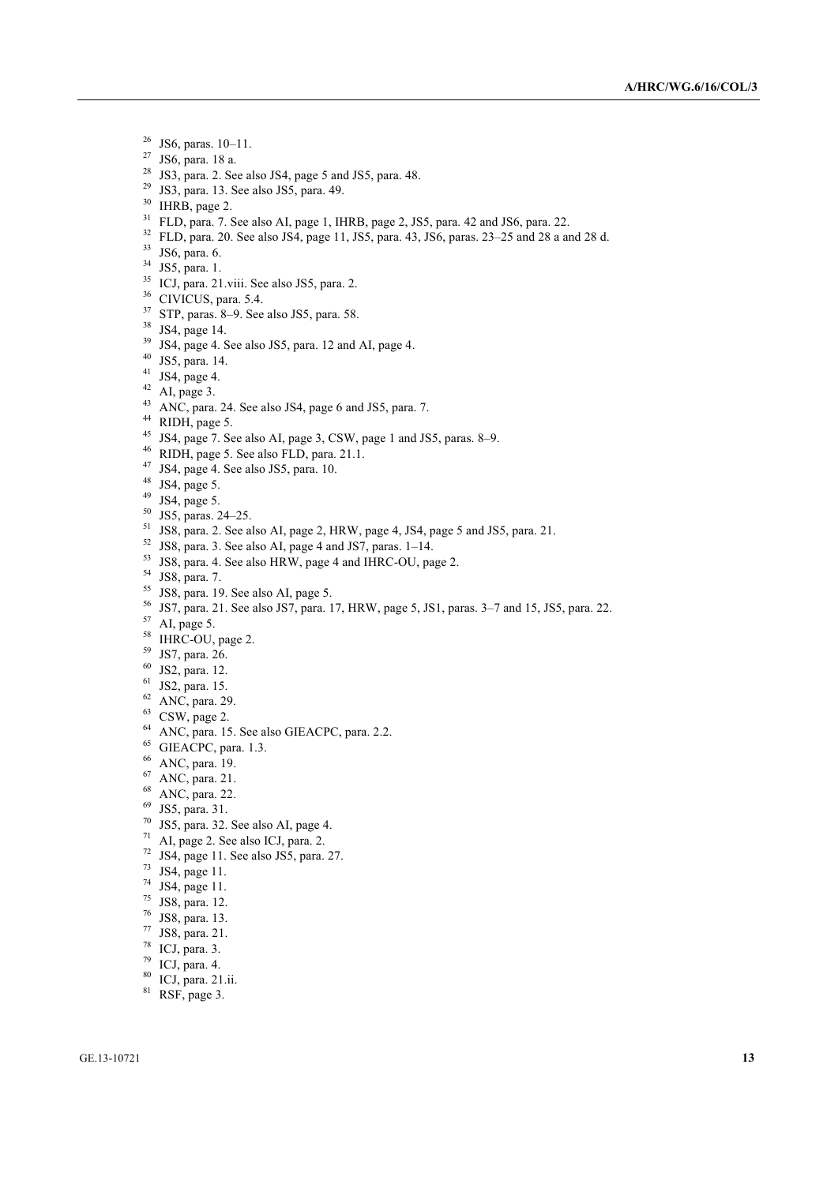[26] JS6, paras. 10–11.
[27] JS6, para. 18 a.
[28] JS3, para. 2. See also JS4, page 5 and JS5, para. 48.
[29] JS3, para. 13. See also JS5, para. 49.
[30] IHRB, page 2.
[31] FLD, para. 7. See also AI, page 1, IHRB, page 2, JS5, para. 42 and JS6, para. 22.
[32] FLD, para. 20. See also JS4, page 11, JS5, para. 43, JS6, paras. 23–25 and 28 a and 28 d.
[33] JS6, para. 6.
[34] JS5, para. 1.
[35] ICJ, para. 21.viii. See also JS5, para. 2.
[36] CIVICUS, para. 5.4.
[37] STP, paras. 8–9. See also JS5, para. 58.
[38] JS4, page 14.
[39] JS4, page 4. See also JS5, para. 12 and AI, page 4.
[40] JS5, para. 14.
[41] JS4, page 4.
[42] AI, page 3.
[43] ANC, para. 24. See also JS4, page 6 and JS5, para. 7.
[44] RIDH, page 5.
[45] JS4, page 7. See also AI, page 3, CSW, page 1 and JS5, paras. 8–9.
[46] RIDH, page 5. See also FLD, para. 21.1.
[47] JS4, page 4. See also JS5, para. 10.
[48] JS4, page 5.
[49] JS4, page 5.
[50] JS5, paras. 24–25.
[51] JS8, para. 2. See also AI, page 2, HRW, page 4, JS4, page 5 and JS5, para. 21.
[52] JS8, para. 3. See also AI, page 4 and JS7, paras. 1–14.
[53] JS8, para. 4. See also HRW, page 4 and IHRC-OU, page 2.
[54] JS8, para. 7.
[55] JS8, para. 19. See also AI, page 5.
[56] JS7, para. 21. See also JS7, para. 17, HRW, page 5, JS1, paras. 3–7 and 15, JS5, para. 22.
[57] AI, page 5.
[58] IHRC-OU, page 2.
[59] JS7, para. 26.
[60] JS2, para. 12.
[61] JS2, para. 15.
[62] ANC, para. 29.
[63] CSW, page 2.
[64] ANC, para. 15. See also GIEACPC, para. 2.2.
[65] GIEACPC, para. 1.3.
[66] ANC, para. 19.
[67] ANC, para. 21.
[68] ANC, para. 22.
[69] JS5, para. 31.
[70] JS5, para. 32. See also AI, page 4.
[71] AI, page 2. See also ICJ, para. 2.
[72] JS4, page 11. See also JS5, para. 27.
[73] JS4, page 11.
[74] JS4, page 11.
[75] JS8, para. 12.
[76] JS8, para. 13.
[77] JS8, para. 21.
[78] ICJ, para. 3.
[79] ICJ, para. 4.
[80] ICJ, para. 21.ii.
[81] RSF, page 3.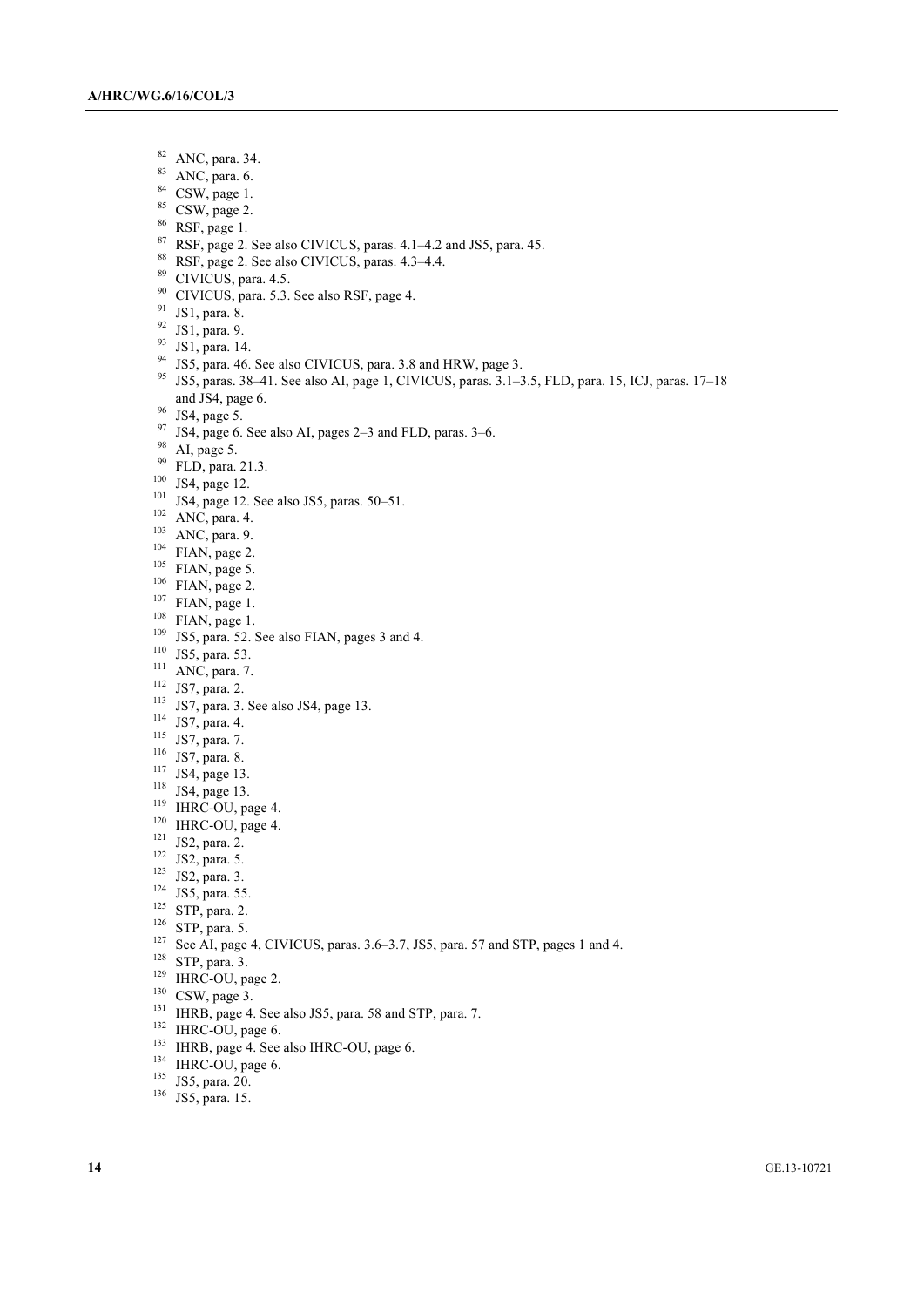[82] ANC, para. 34.
[83] ANC, para. 6.
[84] CSW, page 1.
[85] CSW, page 2.
[86] RSF, page 1.
[87] RSF, page 2. See also CIVICUS, paras. 4.1–4.2 and JS5, para. 45.
[88] RSF, page 2. See also CIVICUS, paras. 4.3–4.4.
[89] CIVICUS, para. 4.5.
[90] CIVICUS, para. 5.3. See also RSF, page 4.
[91] JS1, para. 8.
[92] JS1, para. 9.
[93] JS1, para. 14.
[94] JS5, para. 46. See also CIVICUS, para. 3.8 and HRW, page 3.
[95] JS5, paras. 38–41. See also AI, page 1, CIVICUS, paras. 3.1–3.5, FLD, para. 15, ICJ, paras. 17–18 and JS4, page 6.
[96] JS4, page 5.
[97] JS4, page 6. See also AI, pages 2–3 and FLD, paras. 3–6.
[98] AI, page 5.
[99] FLD, para. 21.3.
[100] JS4, page 12.
[101] JS4, page 12. See also JS5, paras. 50–51.
[102] ANC, para. 4.
[103] ANC, para. 9.
[104] FIAN, page 2.
[105] FIAN, page 5.
[106] FIAN, page 2.
[107] FIAN, page 1.
[108] FIAN, page 1.
[109] JS5, para. 52. See also FIAN, pages 3 and 4.
[110] JS5, para. 53.
[111] ANC, para. 7.
[112] JS7, para. 2.
[113] JS7, para. 3. See also JS4, page 13.
[114] JS7, para. 4.
[115] JS7, para. 7.
[116] JS7, para. 8.
[117] JS4, page 13.
[118] JS4, page 13.
[119] IHRC-OU, page 4.
[120] IHRC-OU, page 4.
[121] JS2, para. 2.
[122] JS2, para. 5.
[123] JS2, para. 3.
[124] JS5, para. 55.
[125] STP, para. 2.
[126] STP, para. 5.
[127] See AI, page 4, CIVICUS, paras. 3.6–3.7, JS5, para. 57 and STP, pages 1 and 4.
[128] STP, para. 3.
[129] IHRC-OU, page 2.
[130] CSW, page 3.
[131] IHRB, page 4. See also JS5, para. 58 and STP, para. 7.
[132] IHRC-OU, page 6.
[133] IHRB, page 4. See also IHRC-OU, page 6.
[134] IHRC-OU, page 6.
[135] JS5, para. 20.
[136] JS5, para. 15.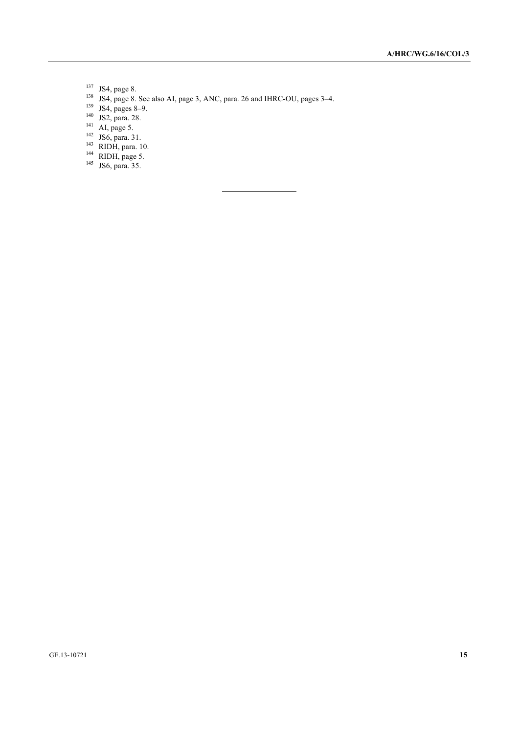[137] JS4, page 8.

[138] JS4, page 8. See also AI, page 3, ANC, para. 26 and IHRC-OU, pages 3–4.

[139] JS4, pages 8–9.

[140] JS2, para. 28.

[141] AI, page 5.

[142] JS6, para. 31.

[143] RIDH, para. 10.

[144] RIDH, page 5.

[145] JS6, para. 35.